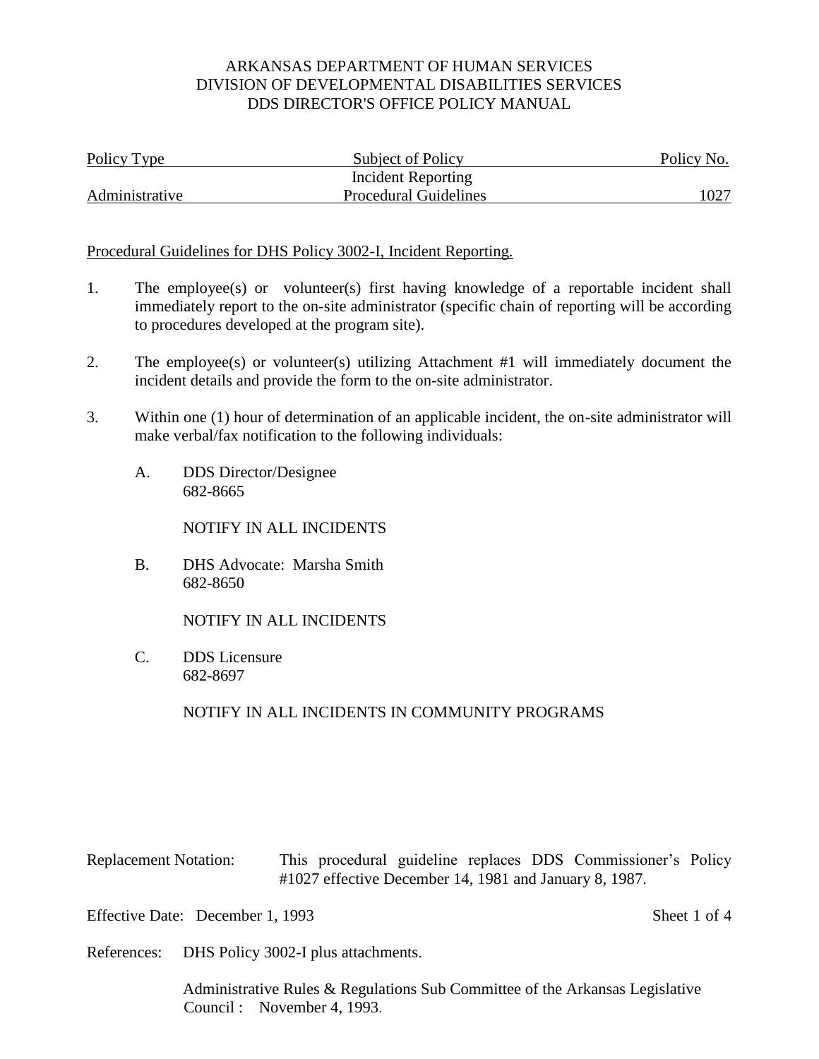ARKANSAS DEPARTMENT OF HUMAN SERVICES
DIVISION OF DEVELOPMENTAL DISABILITIES SERVICES
DDS DIRECTOR'S OFFICE POLICY MANUAL

| Policy Type | Subject of Policy | Policy No. |
|---|---|---|
| Administrative | Incident Reporting Procedural Guidelines | 1027 |

Procedural Guidelines for DHS Policy 3002-I, Incident Reporting.

1. The employee(s) or volunteer(s) first having knowledge of a reportable incident shall immediately report to the on-site administrator (specific chain of reporting will be according to procedures developed at the program site).

2. The employee(s) or volunteer(s) utilizing Attachment #1 will immediately document the incident details and provide the form to the on-site administrator.

3. Within one (1) hour of determination of an applicable incident, the on-site administrator will make verbal/fax notification to the following individuals:

   A. DDS Director/Designee
      682-8665

      NOTIFY IN ALL INCIDENTS

   B. DHS Advocate: Marsha Smith
      682-8650

      NOTIFY IN ALL INCIDENTS

   C. DDS Licensure
      682-8697

      NOTIFY IN ALL INCIDENTS IN COMMUNITY PROGRAMS

Replacement Notation: This procedural guideline replaces DDS Commissioner's Policy #1027 effective December 14, 1981 and January 8, 1987.

Effective Date: December 1, 1993

References: DHS Policy 3002-I plus attachments.

Administrative Rules & Regulations Sub Committee of the Arkansas Legislative Council : November 4, 1993.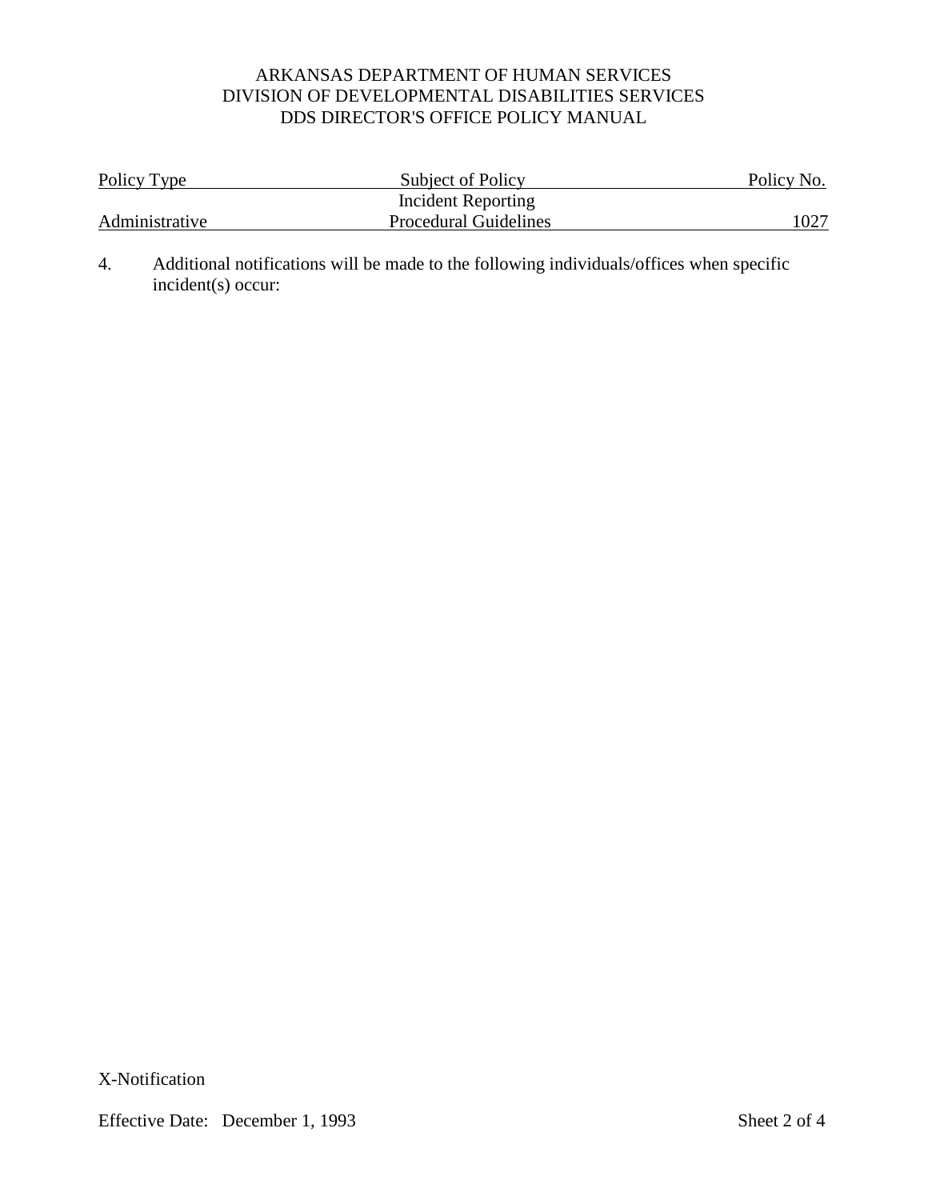4. Additional notifications will be made to the following individuals/offices when specific incident(s) occur:

X-Notification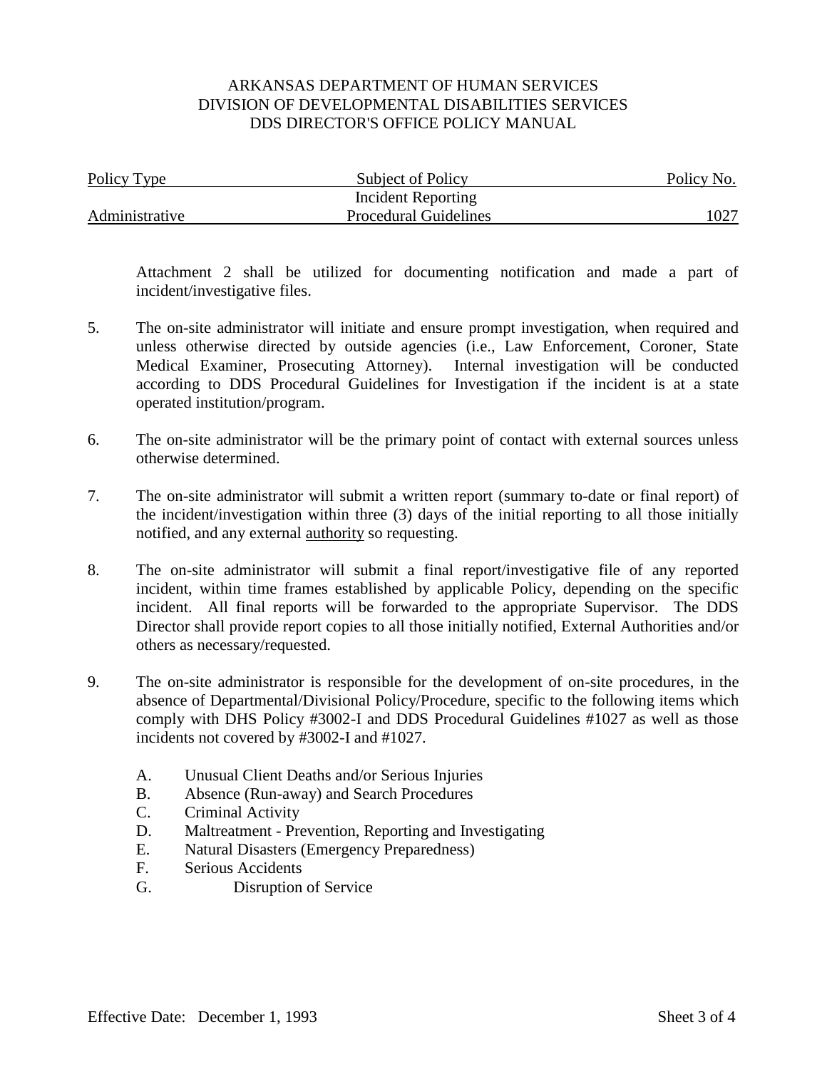Attachment 2 shall be utilized for documenting notification and made a part of incident/investigative files.

5. The on-site administrator will initiate and ensure prompt investigation, when required and unless otherwise directed by outside agencies (i.e., Law Enforcement, Coroner, State Medical Examiner, Prosecuting Attorney). Internal investigation will be conducted according to DDS Procedural Guidelines for Investigation if the incident is at a state operated institution/program.

6. The on-site administrator will be the primary point of contact with external sources unless otherwise determined.

7. The on-site administrator will submit a written report (summary to-date or final report) of the incident/investigation within three (3) days of the initial reporting to all those initially notified, and any external <u>authority</u> so requesting.

8. The on-site administrator will submit a final report/investigative file of any reported incident, within time frames established by applicable Policy, depending on the specific incident. All final reports will be forwarded to the appropriate Supervisor. The DDS Director shall provide report copies to all those initially notified, External Authorities and/or others as necessary/requested.

9. The on-site administrator is responsible for the development of on-site procedures, in the absence of Departmental/Divisional Policy/Procedure, specific to the following items which comply with DHS Policy #3002-I and DDS Procedural Guidelines #1027 as well as those incidents not covered by #3002-I and #1027.

   A. Unusual Client Deaths and/or Serious Injuries
   B. Absence (Run-away) and Search Procedures
   C. Criminal Activity
   D. Maltreatment - Prevention, Reporting and Investigating
   E. Natural Disasters (Emergency Preparedness)
   F. Serious Accidents
   G. Disruption of Service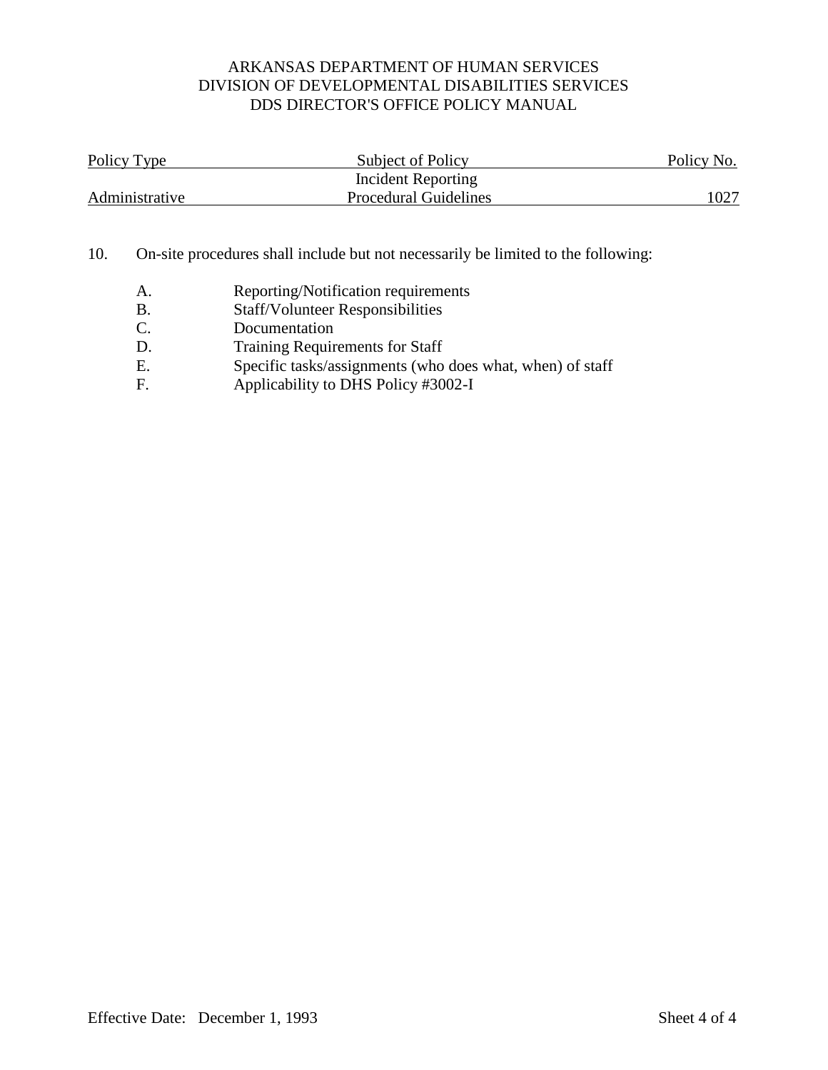10. On-site procedures shall include but not necessarily be limited to the following:

    A. Reporting/Notification requirements
    B. Staff/Volunteer Responsibilities
    C. Documentation
    D. Training Requirements for Staff
    E. Specific tasks/assignments (who does what, when) of staff
    F. Applicability to DHS Policy #3002-I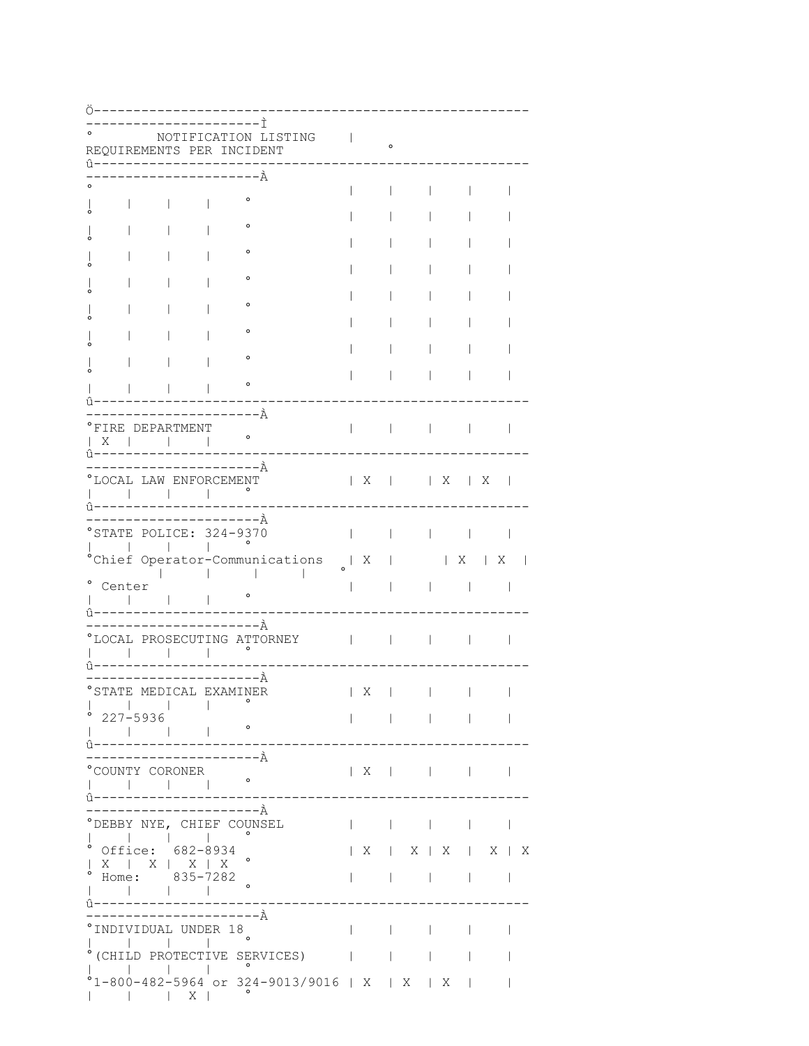# NOTIFICATION LISTING REQUIREMENTS PER INCIDENT

| | | | | | | | | | |
|---|---|---|---|---|---|---|---|---|---|
| FIRE DEPARTMENT | | | | | | X | | | |
| LOCAL LAW ENFORCEMENT | X | | X | X | | | | | |
| STATE POLICE: 324-9370<br>Chief Operator-Communications Center | X | | X | X | | | | | |
| LOCAL PROSECUTING ATTORNEY | | | | | | | | | |
| STATE MEDICAL EXAMINER<br>227-5936 | X | | | | | | | | |
| COUNTY CORONER | X | | | | | | | | |
| DEBBY NYE, CHIEF COUNSEL<br>Office: 682-8934<br>Home: 835-7282 | X | X | X | X | X | X | X | X | X |
| INDIVIDUAL UNDER 18<br>(CHILD PROTECTIVE SERVICES)<br>1-800-482-5964 or 324-9013/9016 | X | X | X | | | | | X | |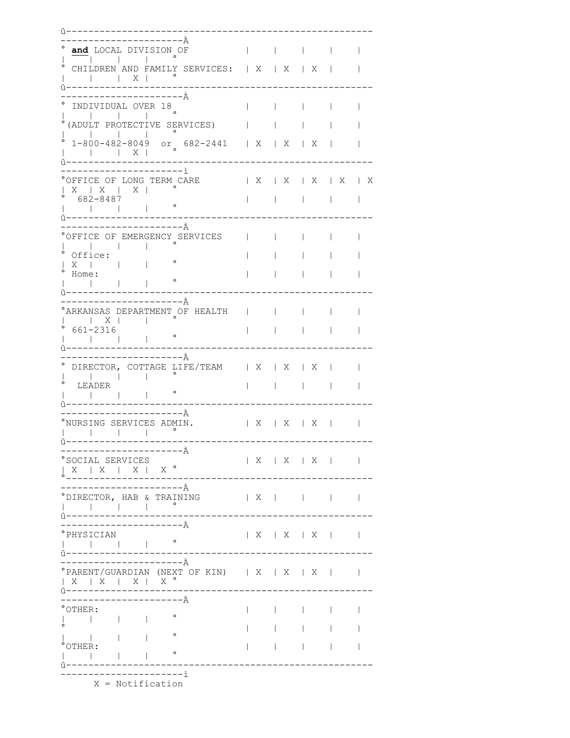| | | | | | | | | | |
|---|---|---|---|---|---|---|---|---|---|
| **and** LOCAL DIVISION OF CHILDREN AND FAMILY SERVICES: | X | X | X | | | | | X | |
| INDIVIDUAL OVER 18 (ADULT PROTECTIVE SERVICES) 1-800-482-8049 or 682-2441 | X | X | X | | | | | X | |
| OFFICE OF LONG TERM CARE 682-8487 | X | X | X | X | X | X | X | X | |
| OFFICE OF EMERGENCY SERVICES Office: Home: | | | | | | X | | | |
| ARKANSAS DEPARTMENT OF HEALTH 661-2316 | | | | | | | X | | |
| DIRECTOR, COTTAGE LIFE/TEAM LEADER | X | X | X | | | | | | |
| NURSING SERVICES ADMIN. | X | X | X | | | | | | |
| SOCIAL SERVICES | X | X | X | | | X | X | X | X |
| DIRECTOR, HAB & TRAINING | X | | | | | | | | |
| PHYSICIAN | X | X | X | | | | | | |
| PARENT/GUARDIAN (NEXT OF KIN) | X | X | X | | | X | X | X | X |
| OTHER: | | | | | | | | | |
| | | | | | | | | | |
| OTHER: | | | | | | | | | |

X = Notification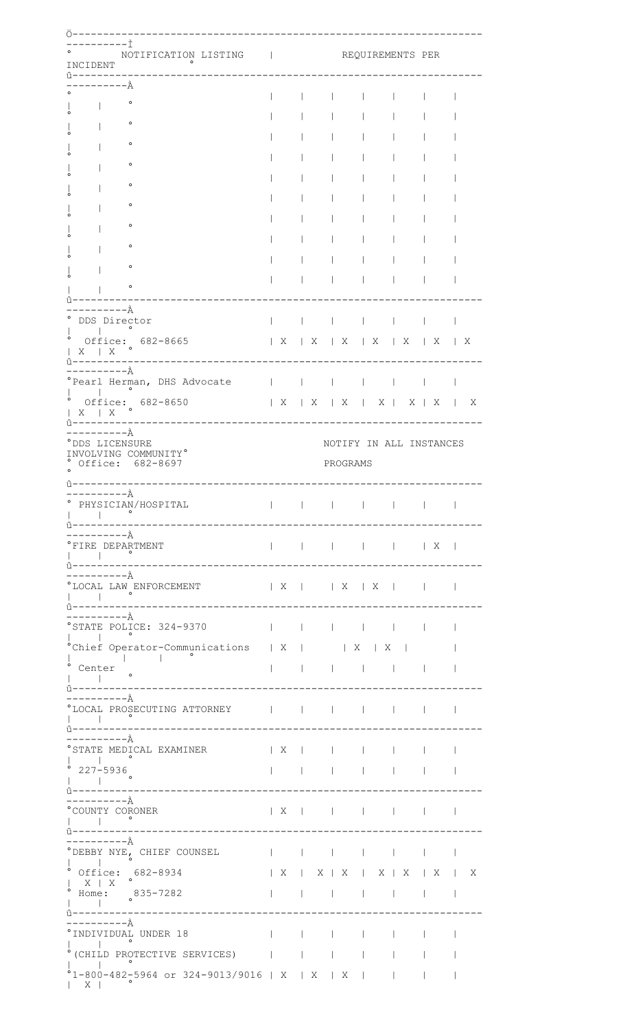| NOTIFICATION LISTING | REQUIREMENTS PER INCIDENT | | | | | | | | |
|---|---|---|---|---|---|---|---|---|---|
| DDS Director<br>Office: 682-8665 | X | X | X | X | X | X | X | X | X |
| Pearl Herman, DHS Advocate<br>Office: 682-8650 | X | X | X | X | X | X | X | X | X |
| DDS LICENSURE<br>Office: 682-8697 | NOTIFY IN ALL INSTANCES INVOLVING COMMUNITY PROGRAMS | | | | | | | | |
| PHYSICIAN/HOSPITAL | | | | | | | | | |
| FIRE DEPARTMENT | | | | | | X | | | |
| LOCAL LAW ENFORCEMENT | X | | X | X | | | | | |
| STATE POLICE: 324-9370<br>Chief Operator-Communications Center | X | | X | X | | | | | |
| LOCAL PROSECUTING ATTORNEY | | | | | | | | | |
| STATE MEDICAL EXAMINER<br>227-5936 | X | | | | | | | | |
| COUNTY CORONER | X | | | | | | | | |
| DEBBY NYE, CHIEF COUNSEL<br>Office: 682-8934<br>Home: 835-7282 | X | X | X | X | X | X | X | X | X |
| INDIVIDUAL UNDER 18<br>(CHILD PROTECTIVE SERVICES)<br>1-800-482-5964 or 324-9013/9016 | X | X | X | | | | | X | |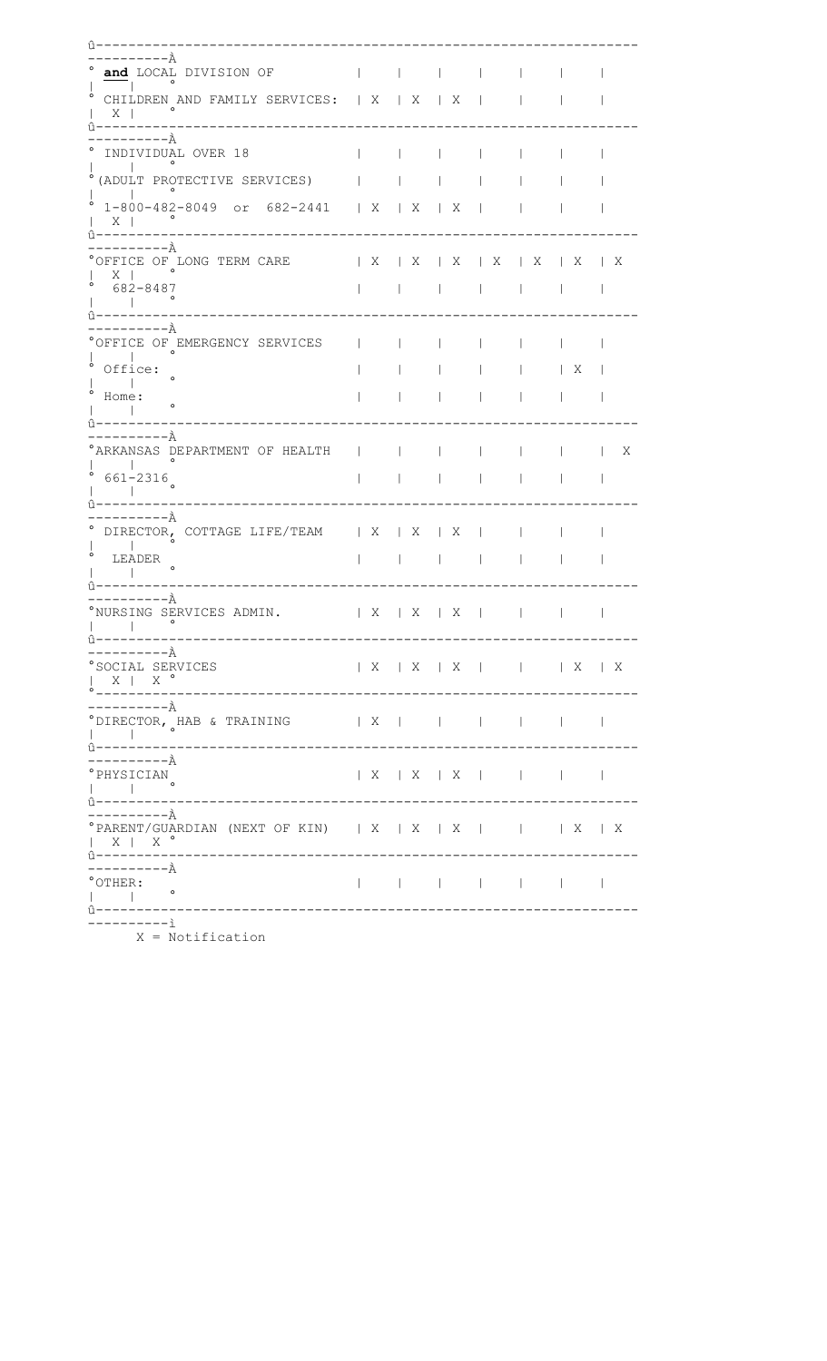| | | | | | | | | | |
|---|---|---|---|---|---|---|---|---|---|
| **and** LOCAL DIVISION OF CHILDREN AND FAMILY SERVICES: | X | X | X | | | | | X | |
| INDIVIDUAL OVER 18 (ADULT PROTECTIVE SERVICES) 1-800-482-8049 or 682-2441 | X | X | X | | | | | X | |
| OFFICE OF LONG TERM CARE 682-8487 | X | X | X | X | X | X | X | X | |
| OFFICE OF EMERGENCY SERVICES Office: Home: | | | | | | X | | | |
| ARKANSAS DEPARTMENT OF HEALTH 661-2316 | | | | | | | X | | |
| DIRECTOR, COTTAGE LIFE/TEAM LEADER | X | X | X | | | | | | |
| NURSING SERVICES ADMIN. | X | X | X | | | | | | |
| SOCIAL SERVICES | X | X | X | | | X | X | X | X |
| DIRECTOR, HAB & TRAINING | X | | | | | | | | |
| PHYSICIAN | X | X | X | | | | | | |
| PARENT/GUARDIAN (NEXT OF KIN) | X | X | X | | | X | X | X | X |
| OTHER: | | | | | | | | | |

X = Notification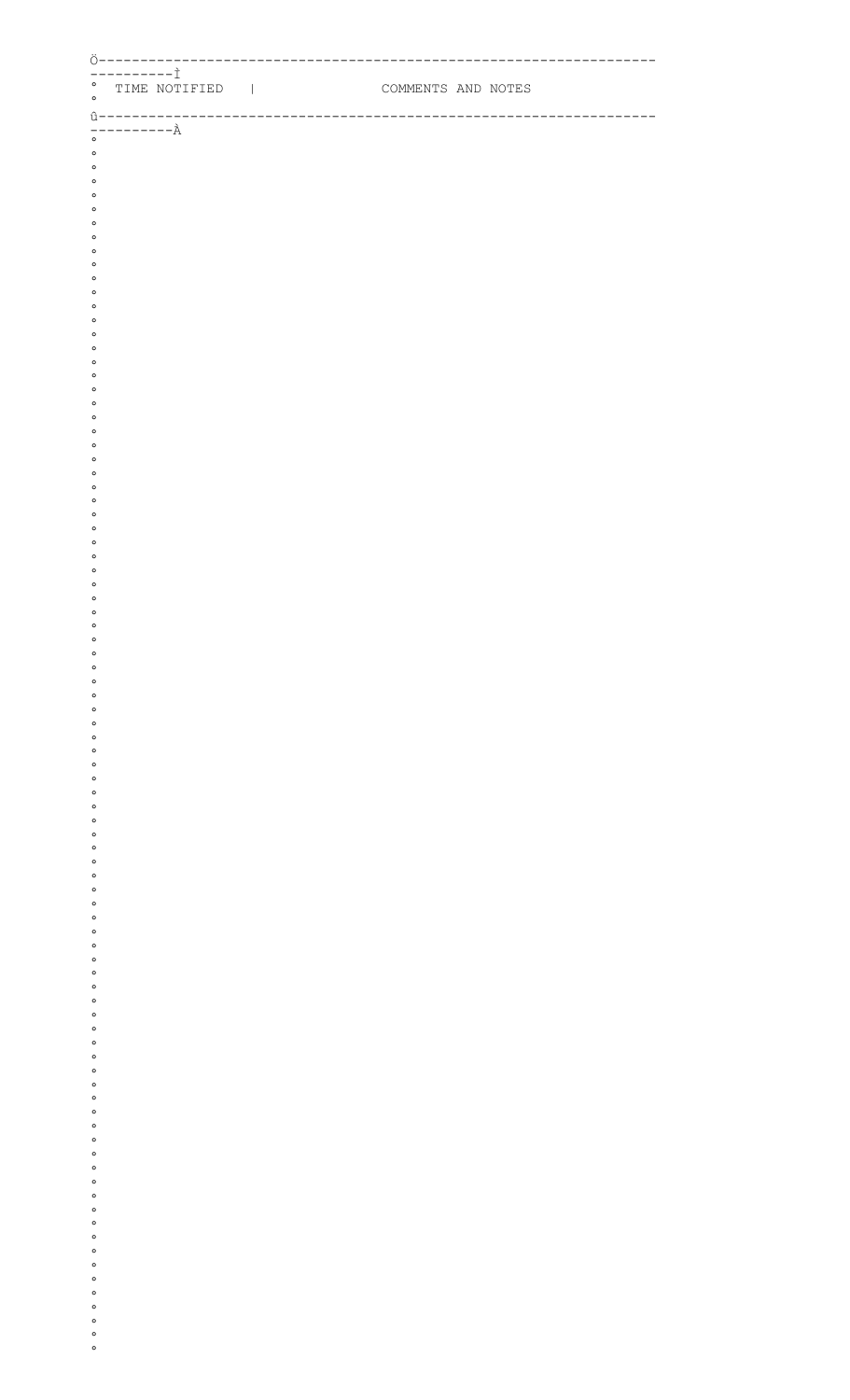| TIME NOTIFIED | COMMENTS AND NOTES |
| --- | --- |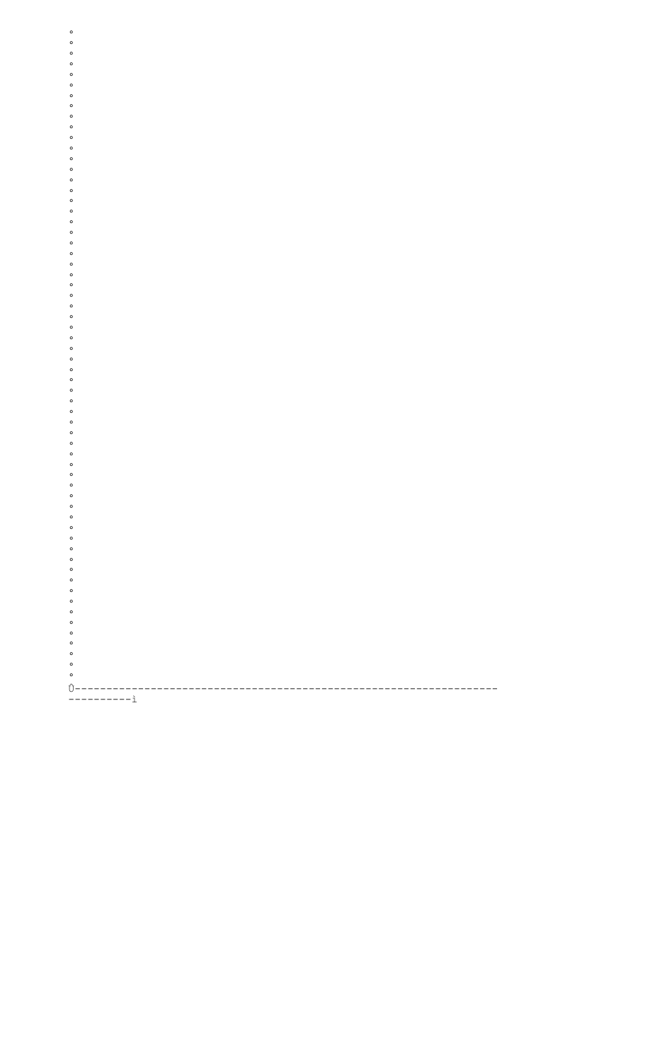```
°
°
°
°
°
°
°
°
°
°
°
°
°
°
°
°
°
°
°
°
°
°
°
°
°
°
°
°
°
°
°
°
°
°
°
°
°
°
°
°
°
°
°
°
°
°
°
°
°
°
°
°
°
°
°
°
°
°
°
°
°
°
Û---------------------------------------------------------------------
----------ì
```